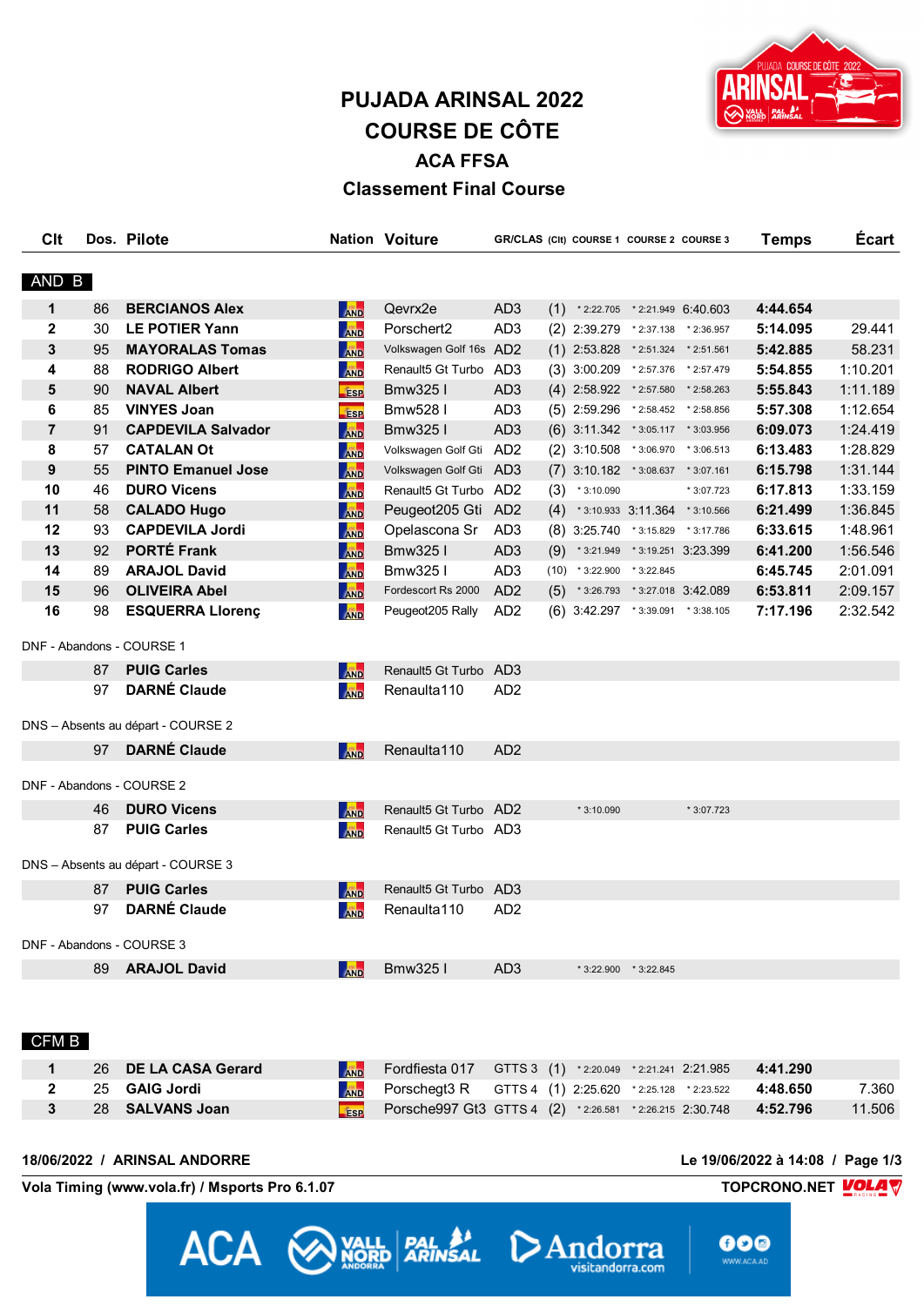# PUJADA ARINSAL 2022

## COURSE DE CÔTE

### ACA FFSA

### Classement Final Course

| Clt | Dos. | Pilote | Nation | Voiture | GR/CLAS | (Clt) | COURSE 1 | COURSE 2 | COURSE 3 | Temps | Écart |
|---|---|---|---|---|---|---|---|---|---|---|---|
| **AND B** | | | | | | | | | | | |
| 1 | 86 | **BERCIANOS Alex** | AND | Qevrx2e | AD3 | (1) | * 2:22.705 | * 2:21.949 | 6:40.603 | **4:44.654** | |
| 2 | 30 | **LE POTIER Yann** | AND | Porschert2 | AD3 | (2) | 2:39.279 | * 2:37.138 | * 2:36.957 | **5:14.095** | 29.441 |
| 3 | 95 | **MAYORALAS Tomas** | AND | Volkswagen Golf 16s | AD2 | (1) | 2:53.828 | * 2:51.324 | * 2:51.561 | **5:42.885** | 58.231 |
| 4 | 88 | **RODRIGO Albert** | AND | Renault5 Gt Turbo | AD3 | (3) | 3:00.209 | * 2:57.376 | * 2:57.479 | **5:54.855** | 1:10.201 |
| 5 | 90 | **NAVAL Albert** | ESP | Bmw325 I | AD3 | (4) | 2:58.922 | * 2:57.580 | * 2:58.263 | **5:55.843** | 1:11.189 |
| 6 | 85 | **VINYES Joan** | ESP | Bmw528 I | AD3 | (5) | 2:59.296 | * 2:58.452 | * 2:58.856 | **5:57.308** | 1:12.654 |
| 7 | 91 | **CAPDEVILA Salvador** | AND | Bmw325 I | AD3 | (6) | 3:11.342 | * 3:05.117 | * 3:03.956 | **6:09.073** | 1:24.419 |
| 8 | 57 | **CATALAN Ot** | AND | Volkswagen Golf Gti | AD2 | (2) | 3:10.508 | * 3:06.970 | * 3:06.513 | **6:13.483** | 1:28.829 |
| 9 | 55 | **PINTO Emanuel Jose** | AND | Volkswagen Golf Gti | AD3 | (7) | 3:10.182 | * 3:08.637 | * 3:07.161 | **6:15.798** | 1:31.144 |
| 10 | 46 | **DURO Vicens** | AND | Renault5 Gt Turbo | AD2 | (3) | * 3:10.090 | | * 3:07.723 | **6:17.813** | 1:33.159 |
| 11 | 58 | **CALADO Hugo** | AND | Peugeot205 Gti | AD2 | (4) | * 3:10.933 | 3:11.364 | * 3:10.566 | **6:21.499** | 1:36.845 |
| 12 | 93 | **CAPDEVILA Jordi** | AND | Opelascona Sr | AD3 | (8) | 3:25.740 | * 3:15.829 | * 3:17.786 | **6:33.615** | 1:48.961 |
| 13 | 92 | **PORTÉ Frank** | AND | Bmw325 I | AD3 | (9) | * 3:21.949 | * 3:19.251 | 3:23.399 | **6:41.200** | 1:56.546 |
| 14 | 89 | **ARAJOL David** | AND | Bmw325 I | AD3 | (10) | * 3:22.900 | * 3:22.845 | | **6:45.745** | 2:01.091 |
| 15 | 96 | **OLIVEIRA Abel** | AND | Fordescort Rs 2000 | AD2 | (5) | * 3:26.793 | * 3:27.018 | 3:42.089 | **6:53.811** | 2:09.157 |
| 16 | 98 | **ESQUERRA Llorenç** | AND | Peugeot205 Rally | AD2 | (6) | 3:42.297 | * 3:39.091 | * 3:38.105 | **7:17.196** | 2:32.542 |
| DNF - Abandons - COURSE 1 | | | | | | | | | | | |
| | 87 | **PUIG Carles** | AND | Renault5 Gt Turbo | AD3 | | | | | | |
| | 97 | **DARNÉ Claude** | AND | Renaulta110 | AD2 | | | | | | |
| DNS – Absents au départ - COURSE 2 | | | | | | | | | | | |
| | 97 | **DARNÉ Claude** | AND | Renaulta110 | AD2 | | | | | | |
| DNF - Abandons - COURSE 2 | | | | | | | | | | | |
| | 46 | **DURO Vicens** | AND | Renault5 Gt Turbo | AD2 | | * 3:10.090 | | * 3:07.723 | | |
| | 87 | **PUIG Carles** | AND | Renault5 Gt Turbo | AD3 | | | | | | |
| DNS – Absents au départ - COURSE 3 | | | | | | | | | | | |
| | 87 | **PUIG Carles** | AND | Renault5 Gt Turbo | AD3 | | | | | | |
| | 97 | **DARNÉ Claude** | AND | Renaulta110 | AD2 | | | | | | |
| DNF - Abandons - COURSE 3 | | | | | | | | | | | |
| | 89 | **ARAJOL David** | AND | Bmw325 I | AD3 | | * 3:22.900 | * 3:22.845 | | | |
| **CFM B** | | | | | | | | | | | |
| 1 | 26 | **DE LA CASA Gerard** | AND | Fordfiesta 017 | GTTS 3 | (1) | * 2:20.049 | * 2:21.241 | 2:21.985 | **4:41.290** | |
| 2 | 25 | **GAIG Jordi** | AND | Porschegt3 R | GTTS 4 | (1) | 2:25.620 | * 2:25.128 | * 2:23.522 | **4:48.650** | 7.360 |
| 3 | 28 | **SALVANS Joan** | ESP | Porsche997 Gt3 | GTTS 4 | (2) | * 2:26.581 | * 2:26.215 | 2:30.748 | **4:52.796** | 11.506 |

**18/06/2022 / ARINSAL ANDORRE** — **Le 19/06/2022 à 14:08**

**Vola Timing (www.vola.fr) / Msports Pro 6.1.07** — **TOPCRONO.NET**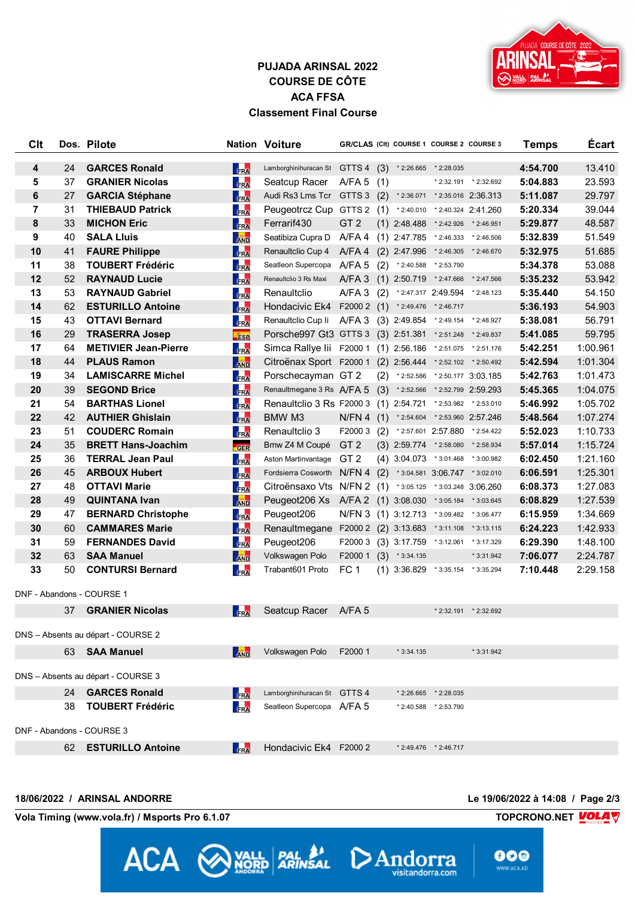**PUJADA ARINSAL 2022**
**COURSE DE CÔTE**
**ACA FFSA**
**Classement Final Course**

| Clt | Dos. | Pilote | Nation | Voiture | GR/CLAS | (Clt) | COURSE 1 | COURSE 2 | COURSE 3 | Temps | Écart |
|---|---|---|---|---|---|---|---|---|---|---|---|
| 4 | 24 | GARCES Ronald | FRA | Lamborghinihuracan St | GTTS 4 | (3) | * 2:26.665 | * 2:28.035 | | 4:54.700 | 13.410 |
| 5 | 37 | GRANIER Nicolas | FRA | Seatcup Racer | A/FA 5 | (1) | | * 2:32.191 | * 2:32.692 | 5:04.883 | 23.593 |
| 6 | 27 | GARCIA Stéphane | FRA | Audi Rs3 Lms Tcr | GTTS 3 | (2) | * 2:36.071 | * 2:35.016 | 2:36.313 | 5:11.087 | 29.797 |
| 7 | 31 | THIEBAUD Patrick | FRA | Peugeotrcz Cup | GTTS 2 | (1) | * 2:40.010 | * 2:40.324 | 2:41.260 | 5:20.334 | 39.044 |
| 8 | 33 | MICHON Eric | FRA | Ferrarif430 | GT 2 | (1) | 2:48.488 | * 2:42.926 | * 2:46.951 | 5:29.877 | 48.587 |
| 9 | 40 | SALA Lluis | AND | Seatibiza Cupra D | A/FA 4 | (1) | 2:47.785 | * 2:46.333 | * 2:46.506 | 5:32.839 | 51.549 |
| 10 | 41 | FAURE Philippe | FRA | Renaultclio Cup 4 | A/FA 4 | (2) | 2:47.996 | * 2:46.305 | * 2:46.670 | 5:32.975 | 51.685 |
| 11 | 38 | TOUBERT Frédéric | FRA | Seatleon Supercopa | A/FA 5 | (2) | * 2:40.588 | * 2:53.790 | | 5:34.378 | 53.088 |
| 12 | 52 | RAYNAUD Lucie | FRA | Renaultclio 3 Rs Maxi | A/FA 3 | (1) | 2:50.719 | * 2:47.666 | * 2:47.566 | 5:35.232 | 53.942 |
| 13 | 53 | RAYNAUD Gabriel | FRA | Renaultclio | A/FA 3 | (2) | * 2:47.317 | 2:49.594 | * 2:48.123 | 5:35.440 | 54.150 |
| 14 | 62 | ESTURILLO Antoine | FRA | Hondacivic Ek4 | F2000 2 | (1) | * 2:49.476 | * 2:46.717 | | 5:36.193 | 54.903 |
| 15 | 43 | OTTAVI Bernard | FRA | Renaultclio Cup Ii | A/FA 3 | (3) | 2:49.854 | * 2:49.154 | * 2:48.927 | 5:38.081 | 56.791 |
| 16 | 29 | TRASERRA Josep | ESP | Porsche997 Gt3 | GTTS 3 | (3) | 2:51.381 | * 2:51.248 | * 2:49.837 | 5:41.085 | 59.795 |
| 17 | 64 | METIVIER Jean-Pierre | FRA | Simca Rallye Iii | F2000 1 | (1) | 2:56.186 | * 2:51.075 | * 2:51.176 | 5:42.251 | 1:00.961 |
| 18 | 44 | PLAUS Ramon | AND | Citroënax Sport | F2000 1 | (2) | 2:56.444 | * 2:52.102 | * 2:50.492 | 5:42.594 | 1:01.304 |
| 19 | 34 | LAMISCARRE Michel | FRA | Porschecayman | GT 2 | (2) | * 2:52.586 | * 2:50.177 | 3:03.185 | 5:42.763 | 1:01.473 |
| 20 | 39 | SEGOND Brice | FRA | Renaultmegane 3 Rs | A/FA 5 | (3) | * 2:52.566 | * 2:52.799 | 2:59.293 | 5:45.365 | 1:04.075 |
| 21 | 54 | BARTHAS Lionel | FRA | Renaultclio 3 Rs | F2000 3 | (1) | 2:54.721 | * 2:53.982 | * 2:53.010 | 5:46.992 | 1:05.702 |
| 22 | 42 | AUTHIER Ghislain | FRA | BMW M3 | N/FN 4 | (1) | * 2:54.604 | * 2:53.960 | 2:57.246 | 5:48.564 | 1:07.274 |
| 23 | 51 | COUDERC Romain | FRA | Renaultclio 3 | F2000 3 | (2) | * 2:57.601 | 2:57.880 | * 2:54.422 | 5:52.023 | 1:10.733 |
| 24 | 35 | BRETT Hans-Joachim | GER | Bmw Z4 M Coupé | GT 2 | (3) | 2:59.774 | * 2:58.080 | * 2:58.934 | 5:57.014 | 1:15.724 |
| 25 | 36 | TERRAL Jean Paul | FRA | Aston Martinvantage | GT 2 | (4) | 3:04.073 | * 3:01.468 | * 3:00.982 | 6:02.450 | 1:21.160 |
| 26 | 45 | ARBOUX Hubert | FRA | Fordsierra Cosworth | N/FN 4 | (2) | * 3:04.581 | 3:06.747 | * 3:02.010 | 6:06.591 | 1:25.301 |
| 27 | 48 | OTTAVI Marie | FRA | Citroënsaxo Vts | N/FN 2 | (1) | * 3:05.125 | * 3:03.248 | 3:06.260 | 6:08.373 | 1:27.083 |
| 28 | 49 | QUINTANA Ivan | AND | Peugeot206 Xs | A/FA 2 | (1) | 3:08.030 | * 3:05.184 | * 3:03.645 | 6:08.829 | 1:27.539 |
| 29 | 47 | BERNARD Christophe | FRA | Peugeot206 | N/FN 3 | (1) | 3:12.713 | * 3:09.482 | * 3:06.477 | 6:15.959 | 1:34.669 |
| 30 | 60 | CAMMARES Marie | FRA | Renaultmegane | F2000 2 | (2) | 3:13.683 | * 3:11.108 | * 3:13.115 | 6:24.223 | 1:42.933 |
| 31 | 59 | FERNANDES David | FRA | Peugeot206 | F2000 3 | (3) | 3:17.759 | * 3:12.061 | * 3:17.329 | 6:29.390 | 1:48.100 |
| 32 | 63 | SAA Manuel | AND | Volkswagen Polo | F2000 1 | (3) | * 3:34.135 | | * 3:31.942 | 7:06.077 | 2:24.787 |
| 33 | 50 | CONTURSI Bernard | FRA | Trabant601 Proto | FC 1 | (1) | 3:36.829 | * 3:35.154 | * 3:35.294 | 7:10.448 | 2:29.158 |

DNF - Abandons - COURSE 1

| Dos. | Pilote | Nation | Voiture | GR/CLAS | COURSE 1 | COURSE 2 | COURSE 3 |
|---|---|---|---|---|---|---|---|
| 37 | GRANIER Nicolas | FRA | Seatcup Racer | A/FA 5 | | * 2:32.191 | * 2:32.692 |

DNS – Absents au départ - COURSE 2

| Dos. | Pilote | Nation | Voiture | GR/CLAS | COURSE 1 | COURSE 2 | COURSE 3 |
|---|---|---|---|---|---|---|---|
| 63 | SAA Manuel | AND | Volkswagen Polo | F2000 1 | * 3:34.135 | | * 3:31.942 |

DNS – Absents au départ - COURSE 3

| Dos. | Pilote | Nation | Voiture | GR/CLAS | COURSE 1 | COURSE 2 | COURSE 3 |
|---|---|---|---|---|---|---|---|
| 24 | GARCES Ronald | FRA | Lamborghinihuracan St | GTTS 4 | * 2:26.665 | * 2:28.035 | |
| 38 | TOUBERT Frédéric | FRA | Seatleon Supercopa | A/FA 5 | * 2:40.588 | * 2:53.790 | |

DNF - Abandons - COURSE 3

| Dos. | Pilote | Nation | Voiture | GR/CLAS | COURSE 1 | COURSE 2 | COURSE 3 |
|---|---|---|---|---|---|---|---|
| 62 | ESTURILLO Antoine | FRA | Hondacivic Ek4 | F2000 2 | * 2:49.476 | * 2:46.717 | |

**18/06/2022 / ARINSAL ANDORRE** — **Le 19/06/2022 à 14:08**

**Vola Timing (www.vola.fr) / Msports Pro 6.1.07** — **TOPCRONO.NET**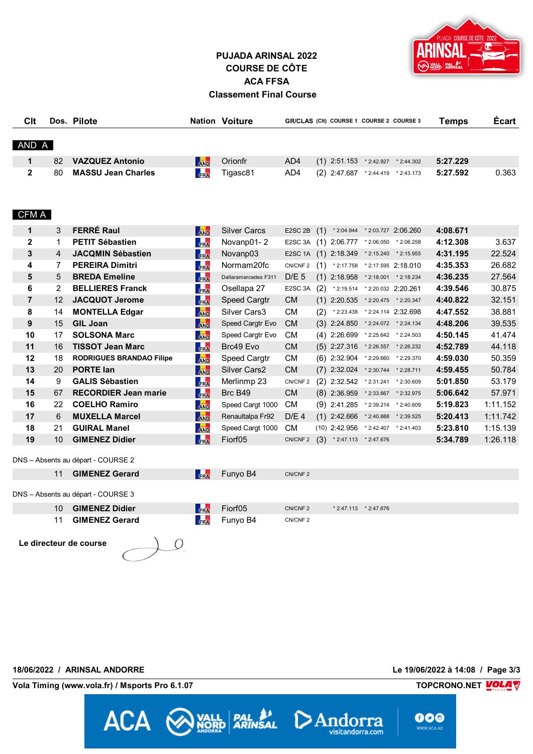**PUJADA ARINSAL 2022**

**COURSE DE CÔTE**

**ACA FFSA**

**Classement Final Course**

| Clt | Dos. | Pilote | Nation | Voiture | GR/CLAS | (Clt) | COURSE 1 | COURSE 2 | COURSE 3 | Temps | Écart |
|---|---|---|---|---|---|---|---|---|---|---|---|
| **AND A** | | | | | | | | | | | |
| **1** | 82 | **VAZQUEZ Antonio** | AND | Orionfr | AD4 | (1) | 2:51.153 | * 2:42.927 | * 2:44.302 | **5:27.229** | |
| **2** | 80 | **MASSU Jean Charles** | FRA | Tigasc81 | AD4 | (2) | 2:47.687 | * 2:44.419 | * 2:43.173 | **5:27.592** | 0.363 |
| **CFM A** | | | | | | | | | | | |
| **1** | 3 | **FERRÉ Raul** | AND | Silver Carcs | E2SC 2B | (1) | * 2:04.944 | * 2:03.727 | 2:06.260 | **4:08.671** | |
| **2** | 1 | **PETIT Sébastien** | FRA | Novanp01- 2 | E2SC 3A | (1) | 2:06.777 | * 2:06.050 | * 2:06.258 | **4:12.308** | 3.637 |
| **3** | 4 | **JACQMIN Sébastien** | FRA | Novanp03 | E2SC 1A | (1) | 2:18.349 | * 2:15.240 | * 2:15.955 | **4:31.195** | 22.524 |
| **4** | 7 | **PEREIRA Dimitri** | FRA | Normam20fc | CN/CNF 2 | (1) | * 2:17.758 | * 2:17.595 | 2:18.010 | **4:35.353** | 26.682 |
| **5** | 5 | **BREDA Emeline** | FRA | Dallaramercedes F311 | D/E 5 | (1) | 2:18.958 | * 2:18.001 | * 2:18.234 | **4:36.235** | 27.564 |
| **6** | 2 | **BELLIERES Franck** | FRA | Osellapa 27 | E2SC 3A | (2) | * 2:19.514 | * 2:20.032 | 2:20.261 | **4:39.546** | 30.875 |
| **7** | 12 | **JACQUOT Jerome** | FRA | Speed Cargtr | CM | (1) | 2:20.535 | * 2:20.475 | * 2:20.347 | **4:40.822** | 32.151 |
| **8** | 14 | **MONTELLA Edgar** | AND | Silver Cars3 | CM | (2) | * 2:23.438 | * 2:24.114 | 2:32.698 | **4:47.552** | 38.881 |
| **9** | 15 | **GIL Joan** | AND | Speed Cargtr Evo | CM | (3) | 2:24.850 | * 2:24.072 | * 2:24.134 | **4:48.206** | 39.535 |
| **10** | 17 | **SOLSONA Marc** | AND | Speed Cargtr Evo | CM | (4) | 2:26.699 | * 2:25.642 | * 2:24.503 | **4:50.145** | 41.474 |
| **11** | 16 | **TISSOT Jean Marc** | FRA | Brc49 Evo | CM | (5) | 2:27.316 | * 2:26.557 | * 2:26.232 | **4:52.789** | 44.118 |
| **12** | 18 | **RODRIGUES BRANDAO Filipe** | AND | Speed Cargtr | CM | (6) | 2:32.904 | * 2:29.660 | * 2:29.370 | **4:59.030** | 50.359 |
| **13** | 20 | **PORTE Ian** | AND | Silver Cars2 | CM | (7) | 2:32.024 | * 2:30.744 | * 2:28.711 | **4:59.455** | 50.784 |
| **14** | 9 | **GALIS Sébastien** | FRA | Merlinmp 23 | CN/CNF 2 | (2) | 2:32.542 | * 2:31.241 | * 2:30.609 | **5:01.850** | 53.179 |
| **15** | 67 | **RECORDIER Jean marie** | FRA | Brc B49 | CM | (8) | 2:36.959 | * 2:33.667 | * 2:32.975 | **5:06.642** | 57.971 |
| **16** | 22 | **COELHO Ramiro** | AND | Speed Cargt 1000 | CM | (9) | 2:41.285 | * 2:39.214 | * 2:40.609 | **5:19.823** | 1:11.152 |
| **17** | 6 | **MUXELLA Marcel** | AND | Renaultalpa Fr92 | D/E 4 | (1) | 2:42.666 | * 2:40.888 | * 2:39.525 | **5:20.413** | 1:11.742 |
| **18** | 21 | **GUIRAL Manel** | AND | Speed Cargt 1000 | CM | (10) | 2:42.956 | * 2:42.407 | * 2:41.403 | **5:23.810** | 1:15.139 |
| **19** | 10 | **GIMENEZ Didier** | FRA | Fiorf05 | CN/CNF 2 | (3) | * 2:47.113 | * 2:47.676 | | **5:34.789** | 1:26.118 |

DNS – Absents au départ - COURSE 2

| Clt | Dos. | Pilote | Nation | Voiture | GR/CLAS | (Clt) | COURSE 1 | COURSE 2 | COURSE 3 | Temps | Écart |
|---|---|---|---|---|---|---|---|---|---|---|---|
| | 11 | **GIMENEZ Gerard** | FRA | Funyo B4 | CN/CNF 2 | | | | | | |

DNS – Absents au départ - COURSE 3

| Clt | Dos. | Pilote | Nation | Voiture | GR/CLAS | (Clt) | COURSE 1 | COURSE 2 | COURSE 3 | Temps | Écart |
|---|---|---|---|---|---|---|---|---|---|---|---|
| | 10 | **GIMENEZ Didier** | FRA | Fiorf05 | CN/CNF 2 | | * 2:47.113 | * 2:47.676 | | | |
| | 11 | **GIMENEZ Gerard** | FRA | Funyo B4 | CN/CNF 2 | | | | | | |

**Le directeur de course**

**18/06/2022 / ARINSAL ANDORRE** — **Le 19/06/2022 à 14:08**

**Vola Timing (www.vola.fr) / Msports Pro 6.1.07** — **TOPCRONO.NET**